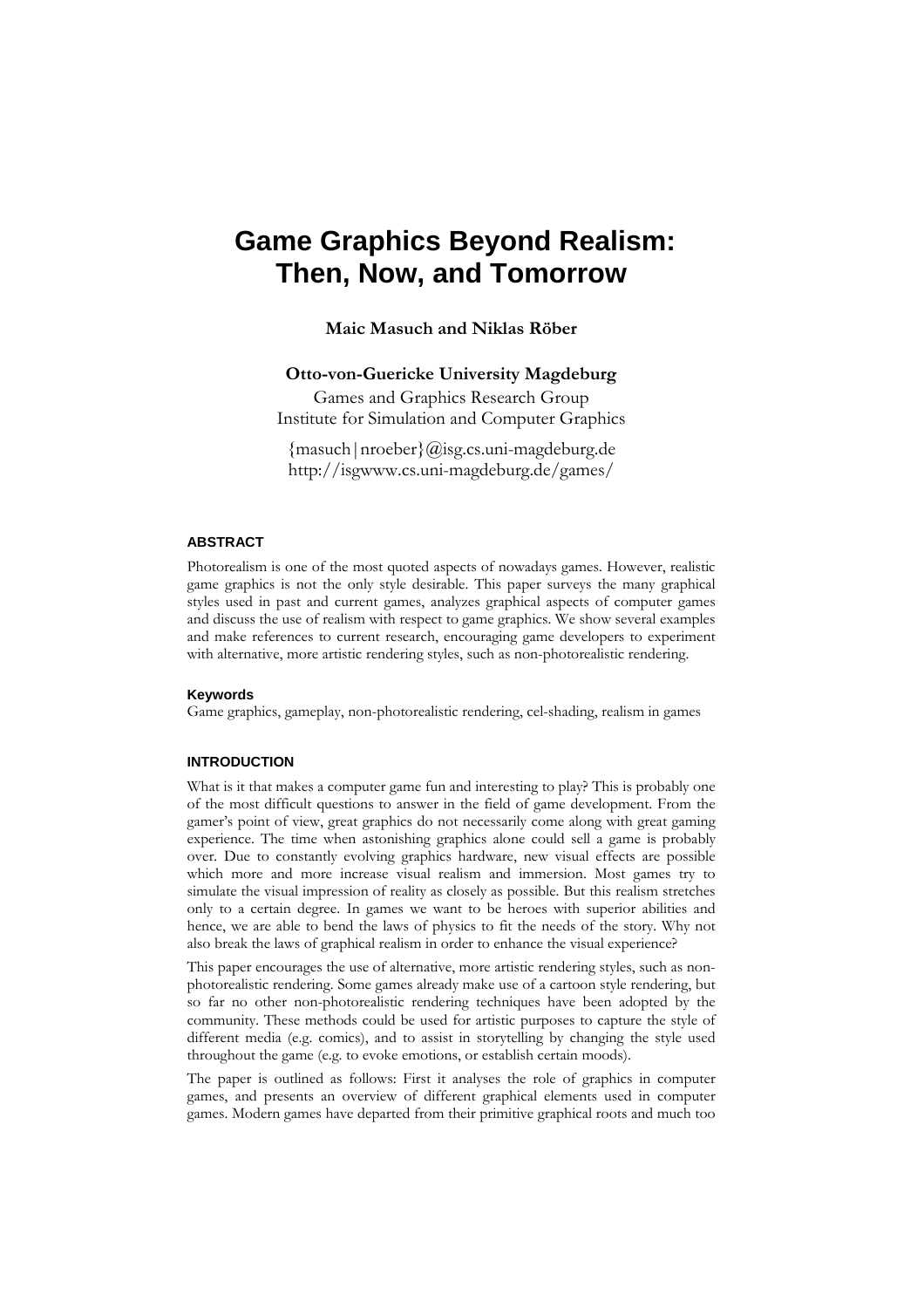# Game Graphics Beyond Realism: Then, Now, and Tomorrow

**Maic Masuch and Niklas Röber**

**Otto-von-Guericke University Magdeburg**

Games and Graphics Research Group
Institute for Simulation and Computer Graphics

{masuch|nroeber}@isg.cs.uni-magdeburg.de
http://isgwww.cs.uni-magdeburg.de/games/

## ABSTRACT

Photorealism is one of the most quoted aspects of nowadays games. However, realistic game graphics is not the only style desirable. This paper surveys the many graphical styles used in past and current games, analyzes graphical aspects of computer games and discuss the use of realism with respect to game graphics. We show several examples and make references to current research, encouraging game developers to experiment with alternative, more artistic rendering styles, such as non-photorealistic rendering.

### Keywords

Game graphics, gameplay, non-photorealistic rendering, cel-shading, realism in games

## INTRODUCTION

What is it that makes a computer game fun and interesting to play? This is probably one of the most difficult questions to answer in the field of game development. From the gamer's point of view, great graphics do not necessarily come along with great gaming experience. The time when astonishing graphics alone could sell a game is probably over. Due to constantly evolving graphics hardware, new visual effects are possible which more and more increase visual realism and immersion. Most games try to simulate the visual impression of reality as closely as possible. But this realism stretches only to a certain degree. In games we want to be heroes with superior abilities and hence, we are able to bend the laws of physics to fit the needs of the story. Why not also break the laws of graphical realism in order to enhance the visual experience?

This paper encourages the use of alternative, more artistic rendering styles, such as non-photorealistic rendering. Some games already make use of a cartoon style rendering, but so far no other non-photorealistic rendering techniques have been adopted by the community. These methods could be used for artistic purposes to capture the style of different media (e.g. comics), and to assist in storytelling by changing the style used throughout the game (e.g. to evoke emotions, or establish certain moods).

The paper is outlined as follows: First it analyses the role of graphics in computer games, and presents an overview of different graphical elements used in computer games. Modern games have departed from their primitive graphical roots and much too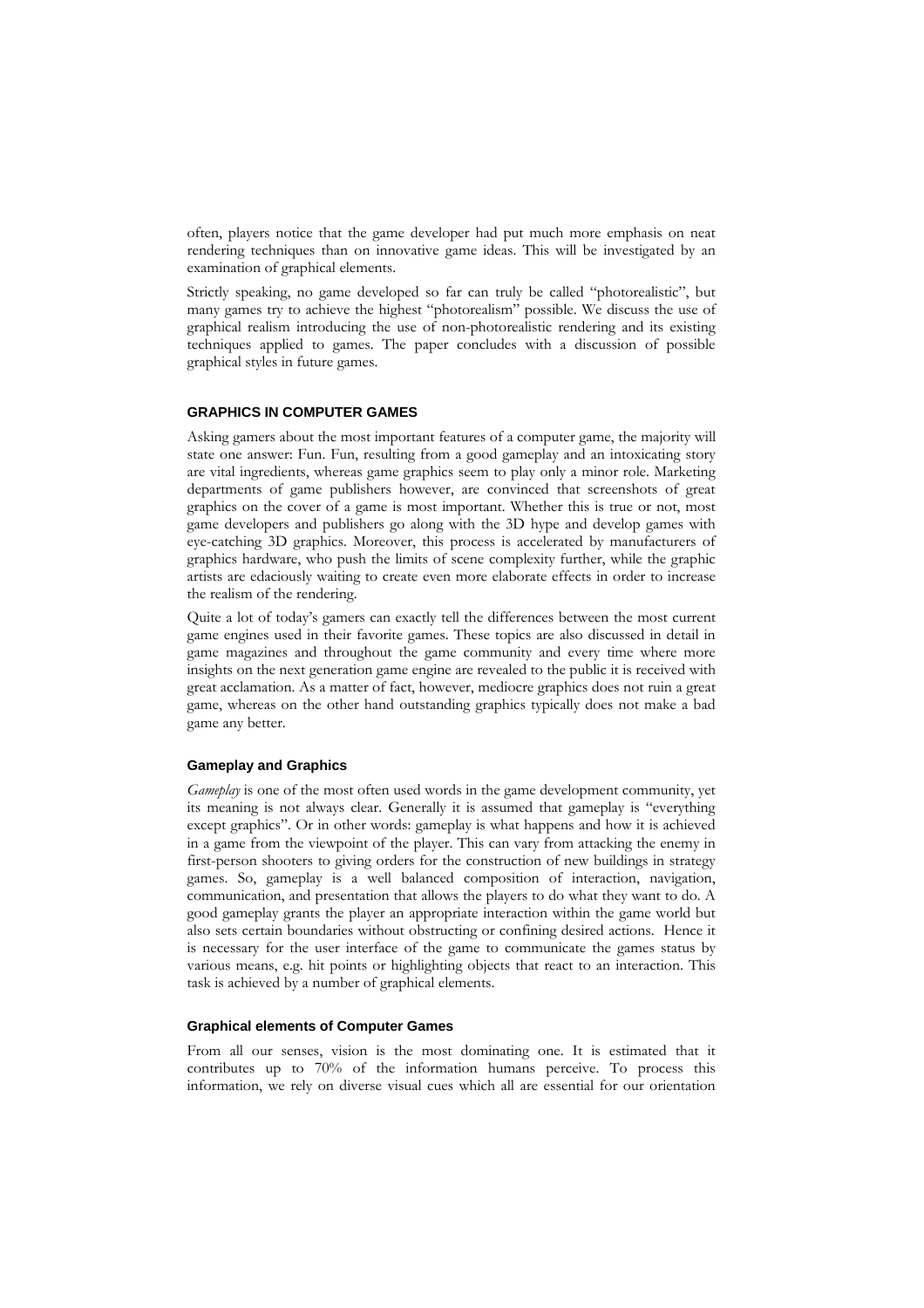often, players notice that the game developer had put much more emphasis on neat rendering techniques than on innovative game ideas. This will be investigated by an examination of graphical elements.

Strictly speaking, no game developed so far can truly be called "photorealistic", but many games try to achieve the highest "photorealism" possible. We discuss the use of graphical realism introducing the use of non-photorealistic rendering and its existing techniques applied to games. The paper concludes with a discussion of possible graphical styles in future games.

## GRAPHICS IN COMPUTER GAMES

Asking gamers about the most important features of a computer game, the majority will state one answer: Fun. Fun, resulting from a good gameplay and an intoxicating story are vital ingredients, whereas game graphics seem to play only a minor role. Marketing departments of game publishers however, are convinced that screenshots of great graphics on the cover of a game is most important. Whether this is true or not, most game developers and publishers go along with the 3D hype and develop games with eye-catching 3D graphics. Moreover, this process is accelerated by manufacturers of graphics hardware, who push the limits of scene complexity further, while the graphic artists are edaciously waiting to create even more elaborate effects in order to increase the realism of the rendering.

Quite a lot of today's gamers can exactly tell the differences between the most current game engines used in their favorite games. These topics are also discussed in detail in game magazines and throughout the game community and every time where more insights on the next generation game engine are revealed to the public it is received with great acclamation. As a matter of fact, however, mediocre graphics does not ruin a great game, whereas on the other hand outstanding graphics typically does not make a bad game any better.

### Gameplay and Graphics

*Gameplay* is one of the most often used words in the game development community, yet its meaning is not always clear. Generally it is assumed that gameplay is "everything except graphics". Or in other words: gameplay is what happens and how it is achieved in a game from the viewpoint of the player. This can vary from attacking the enemy in first-person shooters to giving orders for the construction of new buildings in strategy games. So, gameplay is a well balanced composition of interaction, navigation, communication, and presentation that allows the players to do what they want to do. A good gameplay grants the player an appropriate interaction within the game world but also sets certain boundaries without obstructing or confining desired actions. Hence it is necessary for the user interface of the game to communicate the games status by various means, e.g. hit points or highlighting objects that react to an interaction. This task is achieved by a number of graphical elements.

### Graphical elements of Computer Games

From all our senses, vision is the most dominating one. It is estimated that it contributes up to 70% of the information humans perceive. To process this information, we rely on diverse visual cues which all are essential for our orientation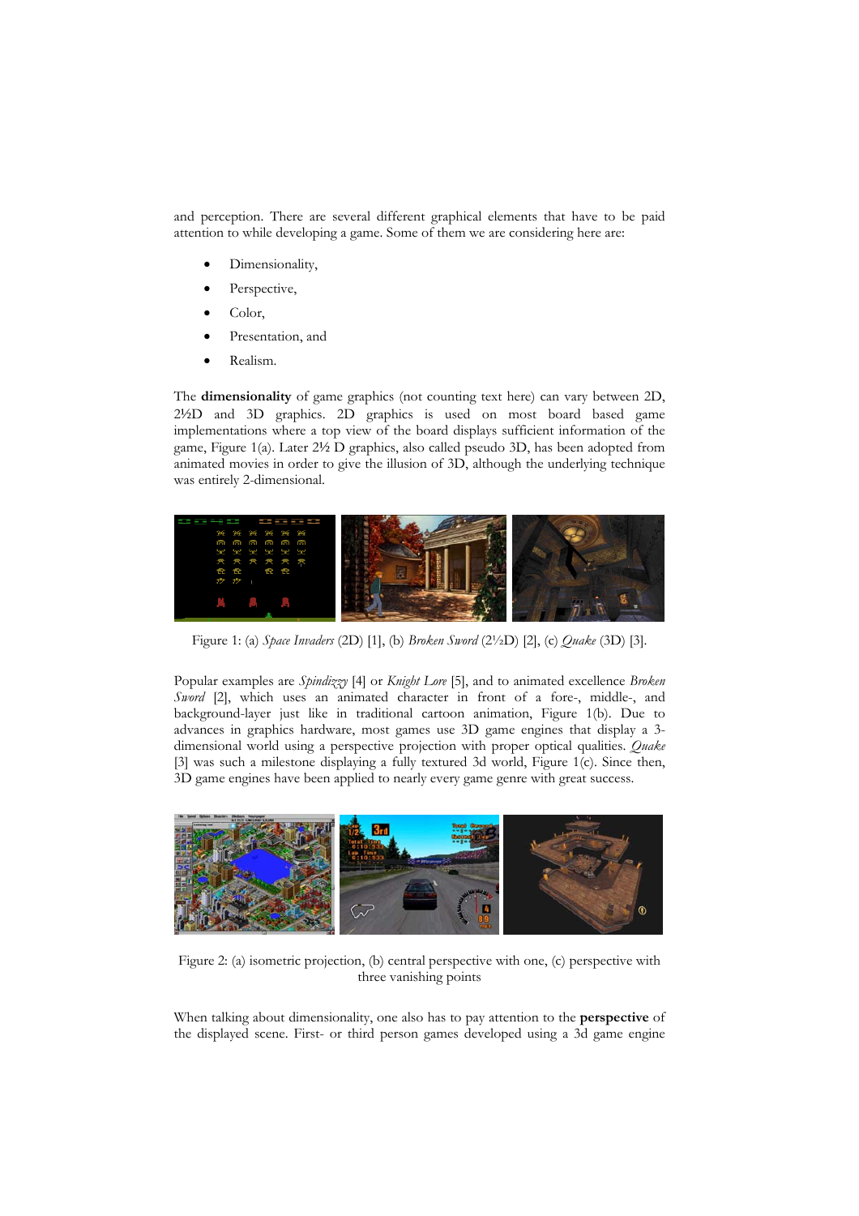and perception. There are several different graphical elements that have to be paid attention to while developing a game. Some of them we are considering here are:

- Dimensionality,
- Perspective,
- Color,
- Presentation, and
- Realism.

The **dimensionality** of game graphics (not counting text here) can vary between 2D, 2½D and 3D graphics. 2D graphics is used on most board based game implementations where a top view of the board displays sufficient information of the game, Figure 1(a). Later 2½ D graphics, also called pseudo 3D, has been adopted from animated movies in order to give the illusion of 3D, although the underlying technique was entirely 2-dimensional.

Figure 1: (a) *Space Invaders* (2D) [1], (b) *Broken Sword* (2½D) [2], (c) *Quake* (3D) [3].

Popular examples are *Spindizzy* [4] or *Knight Lore* [5], and to animated excellence *Broken Sword* [2], which uses an animated character in front of a fore-, middle-, and background-layer just like in traditional cartoon animation, Figure 1(b). Due to advances in graphics hardware, most games use 3D game engines that display a 3-dimensional world using a perspective projection with proper optical qualities. *Quake* [3] was such a milestone displaying a fully textured 3d world, Figure 1(c). Since then, 3D game engines have been applied to nearly every game genre with great success.

Figure 2: (a) isometric projection, (b) central perspective with one, (c) perspective with three vanishing points

When talking about dimensionality, one also has to pay attention to the **perspective** of the displayed scene. First- or third person games developed using a 3d game engine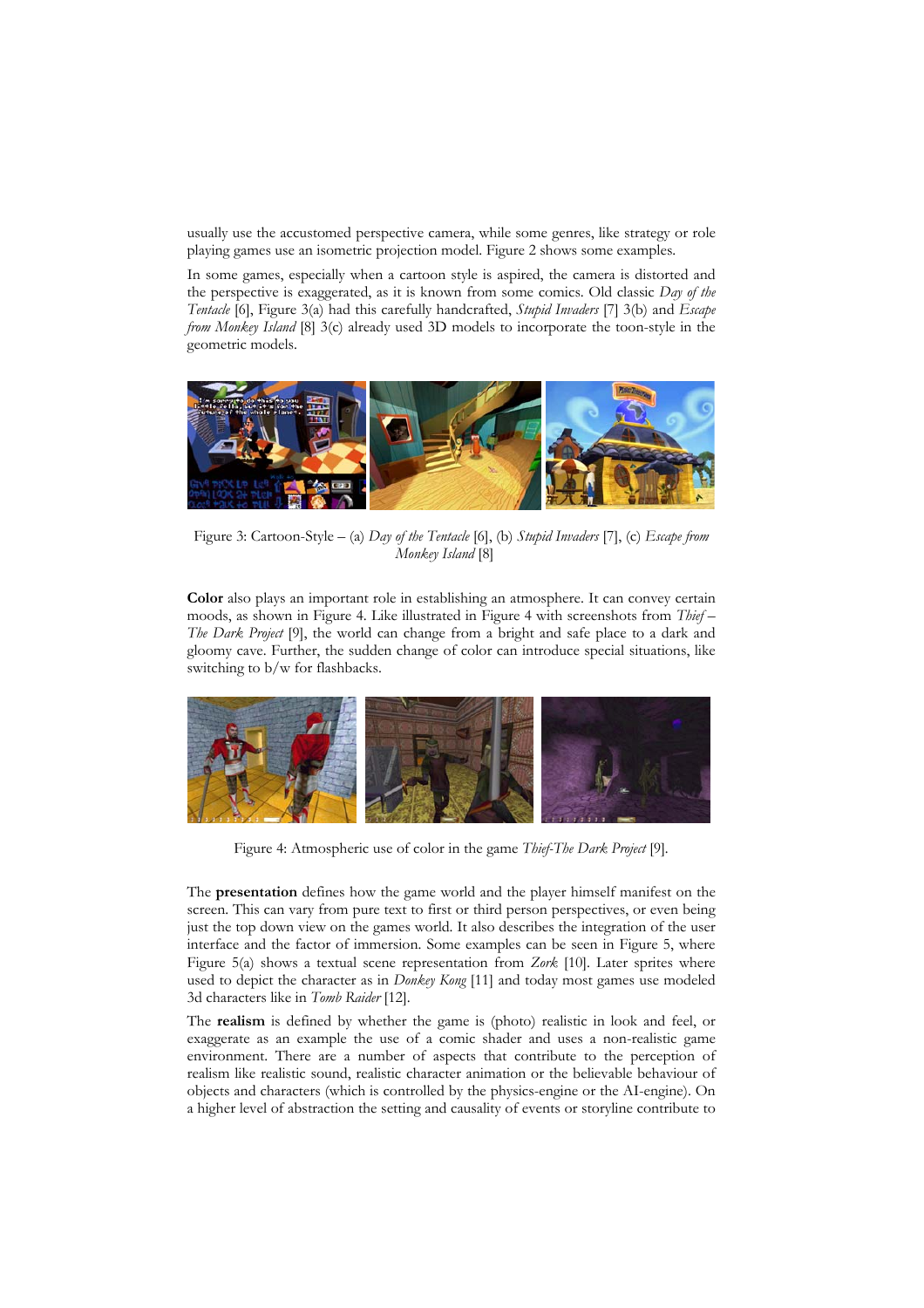usually use the accustomed perspective camera, while some genres, like strategy or role playing games use an isometric projection model. Figure 2 shows some examples.

In some games, especially when a cartoon style is aspired, the camera is distorted and the perspective is exaggerated, as it is known from some comics. Old classic *Day of the Tentacle* [6], Figure 3(a) had this carefully handcrafted, *Stupid Invaders* [7] 3(b) and *Escape from Monkey Island* [8] 3(c) already used 3D models to incorporate the toon-style in the geometric models.

Figure 3: Cartoon-Style – (a) *Day of the Tentacle* [6], (b) *Stupid Invaders* [7], (c) *Escape from Monkey Island* [8]

**Color** also plays an important role in establishing an atmosphere. It can convey certain moods, as shown in Figure 4. Like illustrated in Figure 4 with screenshots from *Thief – The Dark Project* [9], the world can change from a bright and safe place to a dark and gloomy cave. Further, the sudden change of color can introduce special situations, like switching to b/w for flashbacks.

Figure 4: Atmospheric use of color in the game *Thief-The Dark Project* [9].

The **presentation** defines how the game world and the player himself manifest on the screen. This can vary from pure text to first or third person perspectives, or even being just the top down view on the games world. It also describes the integration of the user interface and the factor of immersion. Some examples can be seen in Figure 5, where Figure 5(a) shows a textual scene representation from *Zork* [10]. Later sprites where used to depict the character as in *Donkey Kong* [11] and today most games use modeled 3d characters like in *Tomb Raider* [12].

The **realism** is defined by whether the game is (photo) realistic in look and feel, or exaggerate as an example the use of a comic shader and uses a non-realistic game environment. There are a number of aspects that contribute to the perception of realism like realistic sound, realistic character animation or the believable behaviour of objects and characters (which is controlled by the physics-engine or the AI-engine). On a higher level of abstraction the setting and causality of events or storyline contribute to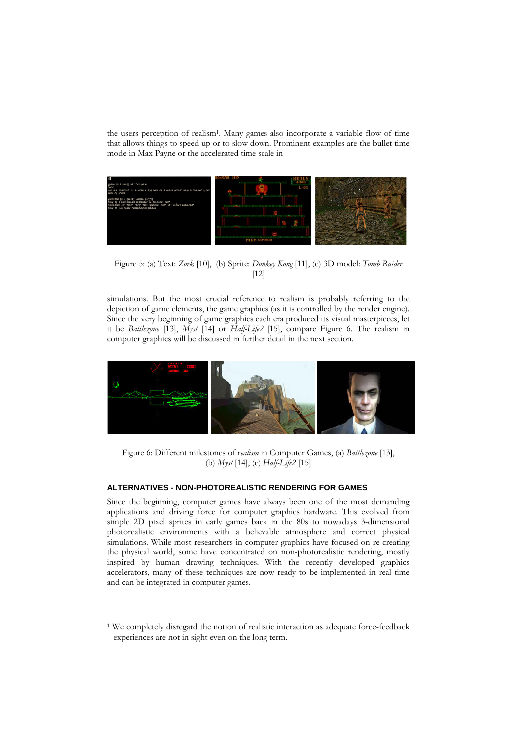the users perception of realism[1]. Many games also incorporate a variable flow of time that allows things to speed up or to slow down. Prominent examples are the bullet time mode in Max Payne or the accelerated time scale in

Figure 5: (a) Text: *Zork* [10], (b) Sprite: *Donkey Kong* [11], (c) 3D model: *Tomb Raider* [12]

simulations. But the most crucial reference to realism is probably referring to the depiction of game elements, the game graphics (as it is controlled by the render engine). Since the very beginning of game graphics each era produced its visual masterpieces, let it be *Battlezone* [13], *Myst* [14] or *Half-Life2* [15], compare Figure 6. The realism in computer graphics will be discussed in further detail in the next section.

Figure 6: Different milestones of *realism* in Computer Games, (a) *Battlezone* [13], (b) *Myst* [14], (c) *Half-Life2* [15]

#### ALTERNATIVES - NON-PHOTOREALISTIC RENDERING FOR GAMES

Since the beginning, computer games have always been one of the most demanding applications and driving force for computer graphics hardware. This evolved from simple 2D pixel sprites in early games back in the 80s to nowadays 3-dimensional photorealistic environments with a believable atmosphere and correct physical simulations. While most researchers in computer graphics have focused on re-creating the physical world, some have concentrated on non-photorealistic rendering, mostly inspired by human drawing techniques. With the recently developed graphics accelerators, many of these techniques are now ready to be implemented in real time and can be integrated in computer games.

[1] We completely disregard the notion of realistic interaction as adequate force-feedback experiences are not in sight even on the long term.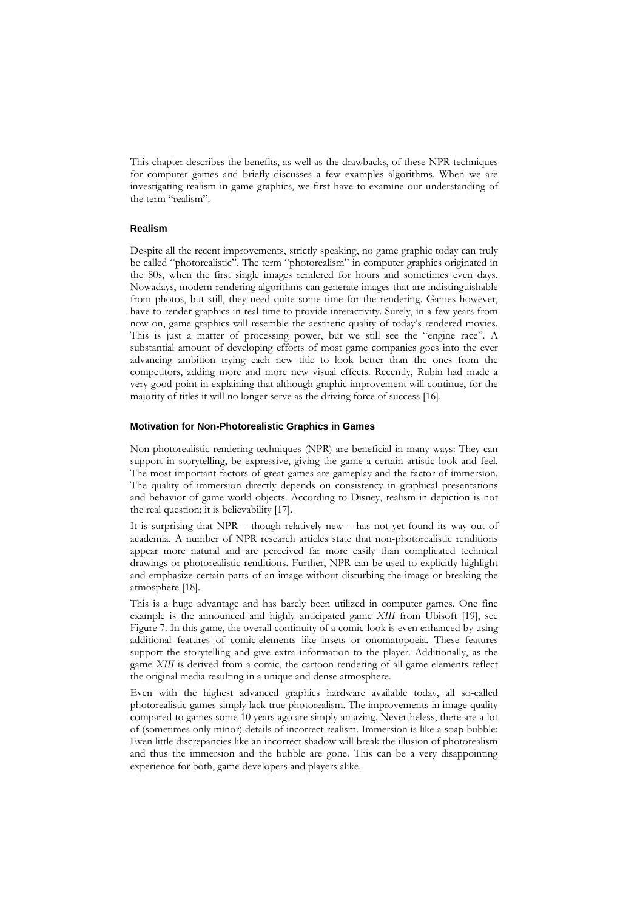This chapter describes the benefits, as well as the drawbacks, of these NPR techniques for computer games and briefly discusses a few examples algorithms. When we are investigating realism in game graphics, we first have to examine our understanding of the term "realism".

### Realism

Despite all the recent improvements, strictly speaking, no game graphic today can truly be called "photorealistic". The term "photorealism" in computer graphics originated in the 80s, when the first single images rendered for hours and sometimes even days. Nowadays, modern rendering algorithms can generate images that are indistinguishable from photos, but still, they need quite some time for the rendering. Games however, have to render graphics in real time to provide interactivity. Surely, in a few years from now on, game graphics will resemble the aesthetic quality of today's rendered movies. This is just a matter of processing power, but we still see the "engine race". A substantial amount of developing efforts of most game companies goes into the ever advancing ambition trying each new title to look better than the ones from the competitors, adding more and more new visual effects. Recently, Rubin had made a very good point in explaining that although graphic improvement will continue, for the majority of titles it will no longer serve as the driving force of success [16].

### Motivation for Non-Photorealistic Graphics in Games

Non-photorealistic rendering techniques (NPR) are beneficial in many ways: They can support in storytelling, be expressive, giving the game a certain artistic look and feel. The most important factors of great games are gameplay and the factor of immersion. The quality of immersion directly depends on consistency in graphical presentations and behavior of game world objects. According to Disney, realism in depiction is not the real question; it is believability [17].

It is surprising that NPR – though relatively new – has not yet found its way out of academia. A number of NPR research articles state that non-photorealistic renditions appear more natural and are perceived far more easily than complicated technical drawings or photorealistic renditions. Further, NPR can be used to explicitly highlight and emphasize certain parts of an image without disturbing the image or breaking the atmosphere [18].

This is a huge advantage and has barely been utilized in computer games. One fine example is the announced and highly anticipated game *XIII* from Ubisoft [19], see Figure 7. In this game, the overall continuity of a comic-look is even enhanced by using additional features of comic-elements like insets or onomatopoeia. These features support the storytelling and give extra information to the player. Additionally, as the game *XIII* is derived from a comic, the cartoon rendering of all game elements reflect the original media resulting in a unique and dense atmosphere.

Even with the highest advanced graphics hardware available today, all so-called photorealistic games simply lack true photorealism. The improvements in image quality compared to games some 10 years ago are simply amazing. Nevertheless, there are a lot of (sometimes only minor) details of incorrect realism. Immersion is like a soap bubble: Even little discrepancies like an incorrect shadow will break the illusion of photorealism and thus the immersion and the bubble are gone. This can be a very disappointing experience for both, game developers and players alike.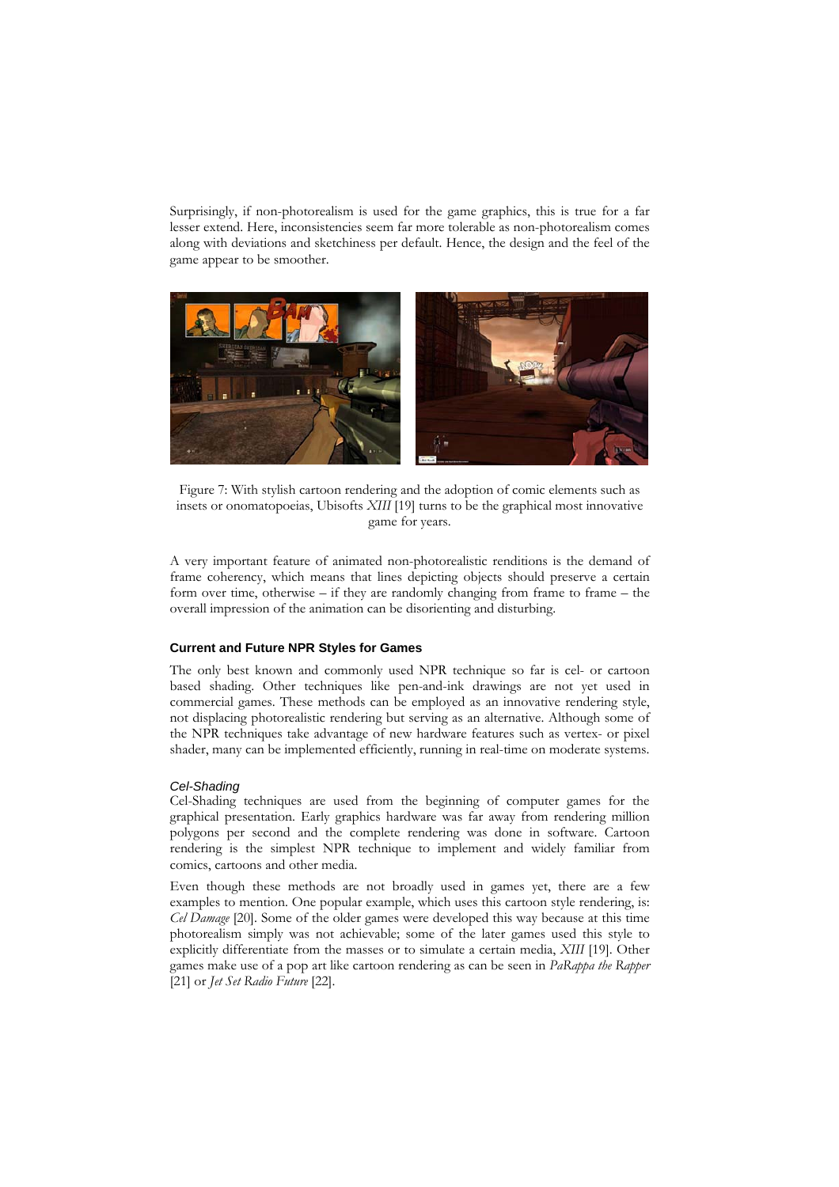Surprisingly, if non-photorealism is used for the game graphics, this is true for a far lesser extend. Here, inconsistencies seem far more tolerable as non-photorealism comes along with deviations and sketchiness per default. Hence, the design and the feel of the game appear to be smoother.

Figure 7: With stylish cartoon rendering and the adoption of comic elements such as insets or onomatopoeias, Ubisofts *XIII* [19] turns to be the graphical most innovative game for years.

A very important feature of animated non-photorealistic renditions is the demand of frame coherency, which means that lines depicting objects should preserve a certain form over time, otherwise – if they are randomly changing from frame to frame – the overall impression of the animation can be disorienting and disturbing.

### Current and Future NPR Styles for Games

The only best known and commonly used NPR technique so far is cel- or cartoon based shading. Other techniques like pen-and-ink drawings are not yet used in commercial games. These methods can be employed as an innovative rendering style, not displacing photorealistic rendering but serving as an alternative. Although some of the NPR techniques take advantage of new hardware features such as vertex- or pixel shader, many can be implemented efficiently, running in real-time on moderate systems.

#### *Cel-Shading*

Cel-Shading techniques are used from the beginning of computer games for the graphical presentation. Early graphics hardware was far away from rendering million polygons per second and the complete rendering was done in software. Cartoon rendering is the simplest NPR technique to implement and widely familiar from comics, cartoons and other media.

Even though these methods are not broadly used in games yet, there are a few examples to mention. One popular example, which uses this cartoon style rendering, is: *Cel Damage* [20]. Some of the older games were developed this way because at this time photorealism simply was not achievable; some of the later games used this style to explicitly differentiate from the masses or to simulate a certain media, *XIII* [19]. Other games make use of a pop art like cartoon rendering as can be seen in *PaRappa the Rapper* [21] or *Jet Set Radio Future* [22].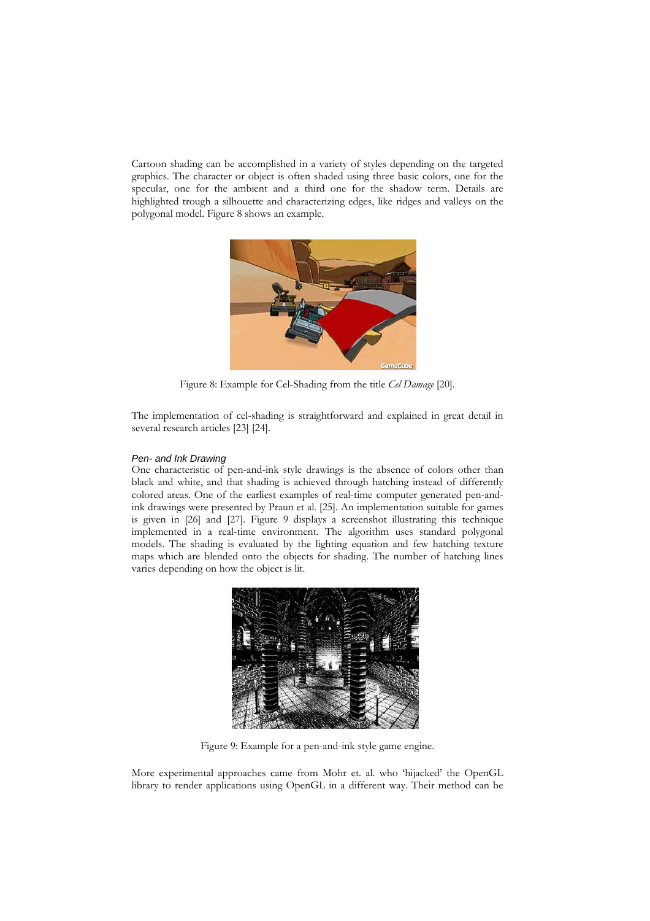Cartoon shading can be accomplished in a variety of styles depending on the targeted graphics. The character or object is often shaded using three basic colors, one for the specular, one for the ambient and a third one for the shadow term. Details are highlighted trough a silhouette and characterizing edges, like ridges and valleys on the polygonal model. Figure 8 shows an example.

Figure 8: Example for Cel-Shading from the title *Cel Damage* [20].

The implementation of cel-shading is straightforward and explained in great detail in several research articles [23] [24].

#### *Pen- and Ink Drawing*

One characteristic of pen-and-ink style drawings is the absence of colors other than black and white, and that shading is achieved through hatching instead of differently colored areas. One of the earliest examples of real-time computer generated pen-and-ink drawings were presented by Praun et al. [25]. An implementation suitable for games is given in [26] and [27]. Figure 9 displays a screenshot illustrating this technique implemented in a real-time environment. The algorithm uses standard polygonal models. The shading is evaluated by the lighting equation and few hatching texture maps which are blended onto the objects for shading. The number of hatching lines varies depending on how the object is lit.

Figure 9: Example for a pen-and-ink style game engine.

More experimental approaches came from Mohr et. al. who 'hijacked' the OpenGL library to render applications using OpenGL in a different way. Their method can be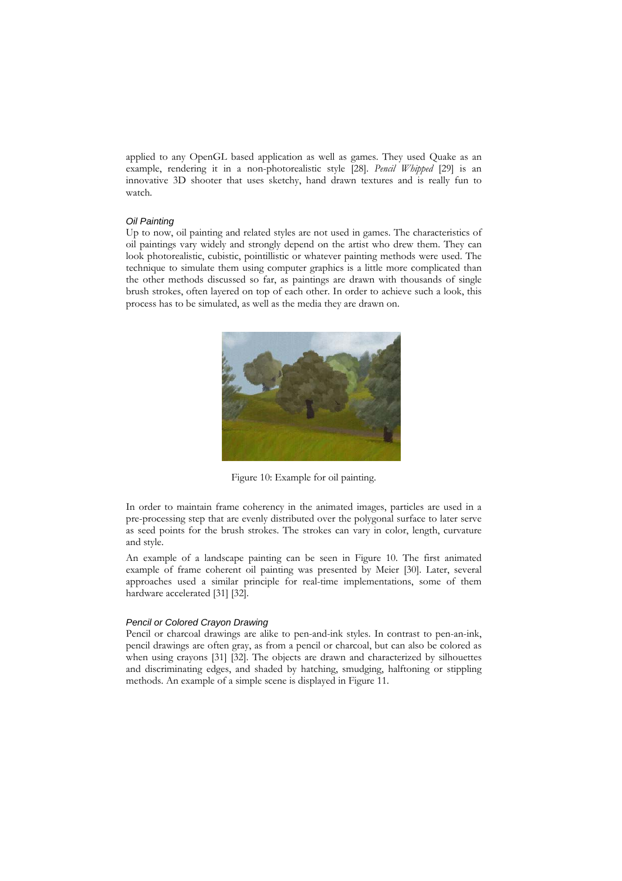applied to any OpenGL based application as well as games. They used Quake as an example, rendering it in a non-photorealistic style [28]. *Pencil Whipped* [29] is an innovative 3D shooter that uses sketchy, hand drawn textures and is really fun to watch.

#### *Oil Painting*

Up to now, oil painting and related styles are not used in games. The characteristics of oil paintings vary widely and strongly depend on the artist who drew them. They can look photorealistic, cubistic, pointillistic or whatever painting methods were used. The technique to simulate them using computer graphics is a little more complicated than the other methods discussed so far, as paintings are drawn with thousands of single brush strokes, often layered on top of each other. In order to achieve such a look, this process has to be simulated, as well as the media they are drawn on.

Figure 10: Example for oil painting.

In order to maintain frame coherency in the animated images, particles are used in a pre-processing step that are evenly distributed over the polygonal surface to later serve as seed points for the brush strokes. The strokes can vary in color, length, curvature and style.

An example of a landscape painting can be seen in Figure 10. The first animated example of frame coherent oil painting was presented by Meier [30]. Later, several approaches used a similar principle for real-time implementations, some of them hardware accelerated [31] [32].

#### *Pencil or Colored Crayon Drawing*

Pencil or charcoal drawings are alike to pen-and-ink styles. In contrast to pen-an-ink, pencil drawings are often gray, as from a pencil or charcoal, but can also be colored as when using crayons [31] [32]. The objects are drawn and characterized by silhouettes and discriminating edges, and shaded by hatching, smudging, halftoning or stippling methods. An example of a simple scene is displayed in Figure 11.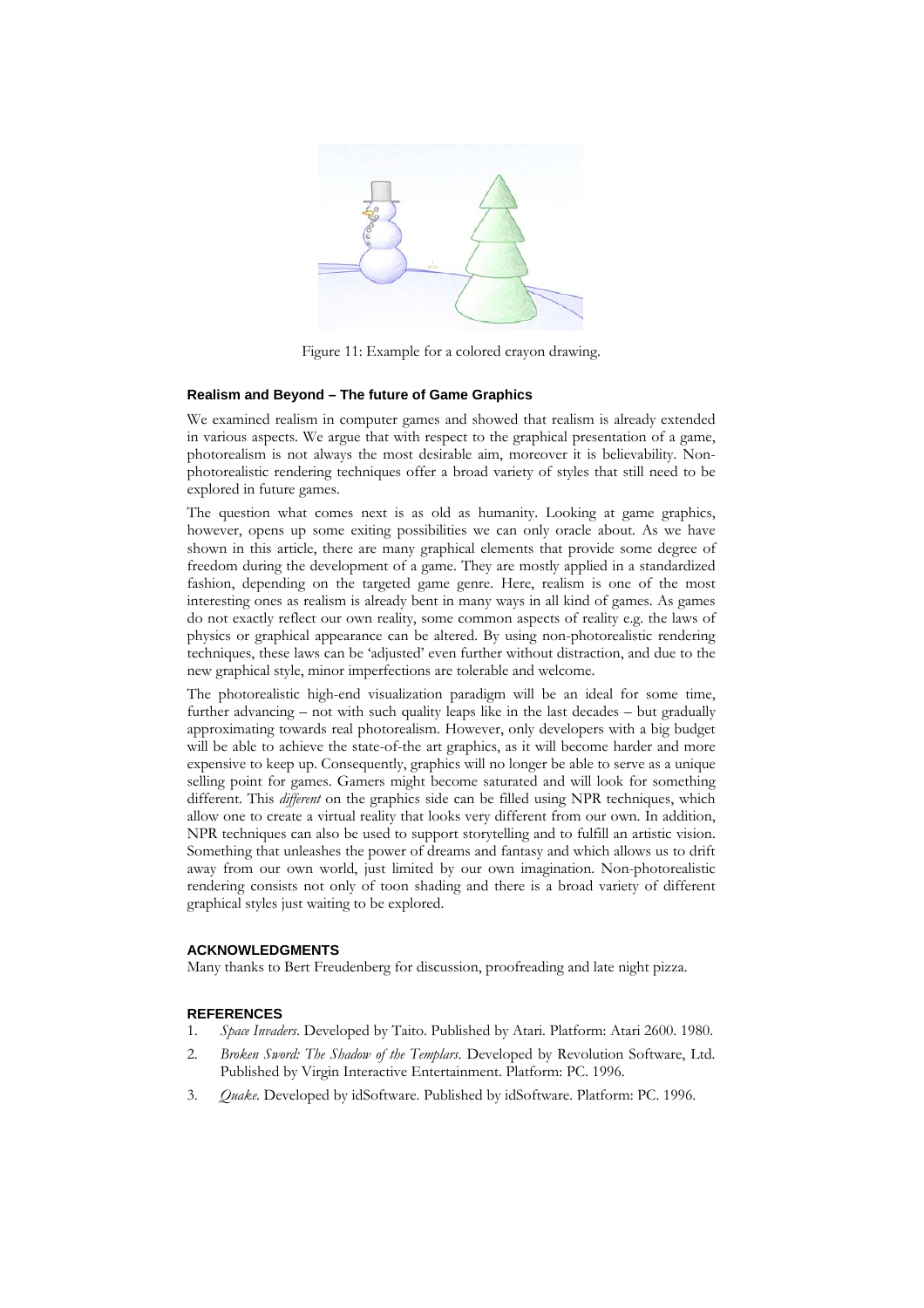Figure 11: Example for a colored crayon drawing.

## Realism and Beyond – The future of Game Graphics

We examined realism in computer games and showed that realism is already extended in various aspects. We argue that with respect to the graphical presentation of a game, photorealism is not always the most desirable aim, moreover it is believability. Non-photorealistic rendering techniques offer a broad variety of styles that still need to be explored in future games.

The question what comes next is as old as humanity. Looking at game graphics, however, opens up some exiting possibilities we can only oracle about. As we have shown in this article, there are many graphical elements that provide some degree of freedom during the development of a game. They are mostly applied in a standardized fashion, depending on the targeted game genre. Here, realism is one of the most interesting ones as realism is already bent in many ways in all kind of games. As games do not exactly reflect our own reality, some common aspects of reality e.g. the laws of physics or graphical appearance can be altered. By using non-photorealistic rendering techniques, these laws can be 'adjusted' even further without distraction, and due to the new graphical style, minor imperfections are tolerable and welcome.

The photorealistic high-end visualization paradigm will be an ideal for some time, further advancing – not with such quality leaps like in the last decades – but gradually approximating towards real photorealism. However, only developers with a big budget will be able to achieve the state-of-the art graphics, as it will become harder and more expensive to keep up. Consequently, graphics will no longer be able to serve as a unique selling point for games. Gamers might become saturated and will look for something different. This *different* on the graphics side can be filled using NPR techniques, which allow one to create a virtual reality that looks very different from our own. In addition, NPR techniques can also be used to support storytelling and to fulfill an artistic vision. Something that unleashes the power of dreams and fantasy and which allows us to drift away from our own world, just limited by our own imagination. Non-photorealistic rendering consists not only of toon shading and there is a broad variety of different graphical styles just waiting to be explored.

### ACKNOWLEDGMENTS

Many thanks to Bert Freudenberg for discussion, proofreading and late night pizza.

### REFERENCES

1. *Space Invaders*. Developed by Taito. Published by Atari. Platform: Atari 2600. 1980.
2. *Broken Sword: The Shadow of the Templars*. Developed by Revolution Software, Ltd. Published by Virgin Interactive Entertainment. Platform: PC. 1996.
3. *Quake*. Developed by idSoftware. Published by idSoftware. Platform: PC. 1996.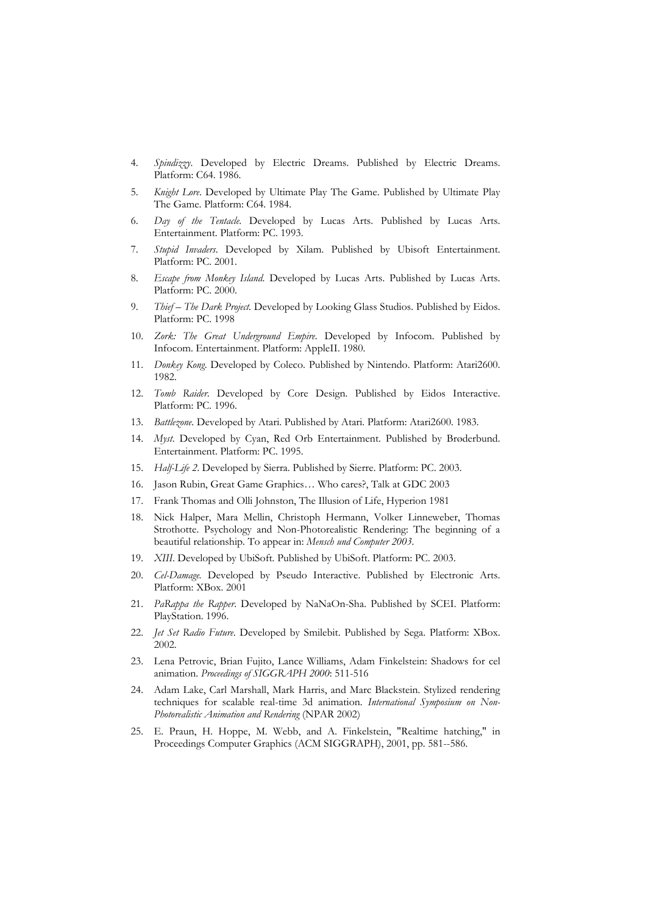4. *Spindizzy*. Developed by Electric Dreams. Published by Electric Dreams. Platform: C64. 1986.
5. *Knight Lore*. Developed by Ultimate Play The Game. Published by Ultimate Play The Game. Platform: C64. 1984.
6. *Day of the Tentacle*. Developed by Lucas Arts. Published by Lucas Arts. Entertainment. Platform: PC. 1993.
7. *Stupid Invaders*. Developed by Xilam. Published by Ubisoft Entertainment. Platform: PC. 2001.
8. *Escape from Monkey Island*. Developed by Lucas Arts. Published by Lucas Arts. Platform: PC. 2000.
9. *Thief – The Dark Project.* Developed by Looking Glass Studios. Published by Eidos. Platform: PC. 1998
10. *Zork: The Great Underground Empire*. Developed by Infocom. Published by Infocom. Entertainment. Platform: AppleII. 1980.
11. *Donkey Kong*. Developed by Coleco. Published by Nintendo. Platform: Atari2600. 1982.
12. *Tomb Raider*. Developed by Core Design. Published by Eidos Interactive. Platform: PC. 1996.
13. *Battlezone*. Developed by Atari. Published by Atari. Platform: Atari2600. 1983.
14. *Myst*. Developed by Cyan, Red Orb Entertainment. Published by Brøderbund. Entertainment. Platform: PC. 1995.
15. *Half-Life 2*. Developed by Sierra. Published by Sierre. Platform: PC. 2003.
16. Jason Rubin, Great Game Graphics… Who cares?, Talk at GDC 2003
17. Frank Thomas and Olli Johnston, The Illusion of Life, Hyperion 1981
18. Nick Halper, Mara Mellin, Christoph Hermann, Volker Linneweber, Thomas Strothotte. Psychology and Non-Photorealistic Rendering: The beginning of a beautiful relationship. To appear in: *Mensch und Computer 2003*.
19. *XIII*. Developed by UbiSoft. Published by UbiSoft. Platform: PC. 2003.
20. *Cel-Damage.* Developed by Pseudo Interactive. Published by Electronic Arts. Platform: XBox. 2001
21. *PaRappa the Rapper*. Developed by NaNaOn-Sha. Published by SCEI. Platform: PlayStation. 1996.
22. *Jet Set Radio Future*. Developed by Smilebit. Published by Sega. Platform: XBox. 2002.
23. Lena Petrovic, Brian Fujito, Lance Williams, Adam Finkelstein: Shadows for cel animation. *Proceedings of SIGGRAPH 2000*: 511-516
24. Adam Lake, Carl Marshall, Mark Harris, and Marc Blackstein. Stylized rendering techniques for scalable real-time 3d animation. *International Symposium on Non-Photorealistic Animation and Rendering* (NPAR 2002)
25. E. Praun, H. Hoppe, M. Webb, and A. Finkelstein, "Realtime hatching," in Proceedings Computer Graphics (ACM SIGGRAPH), 2001, pp. 581--586.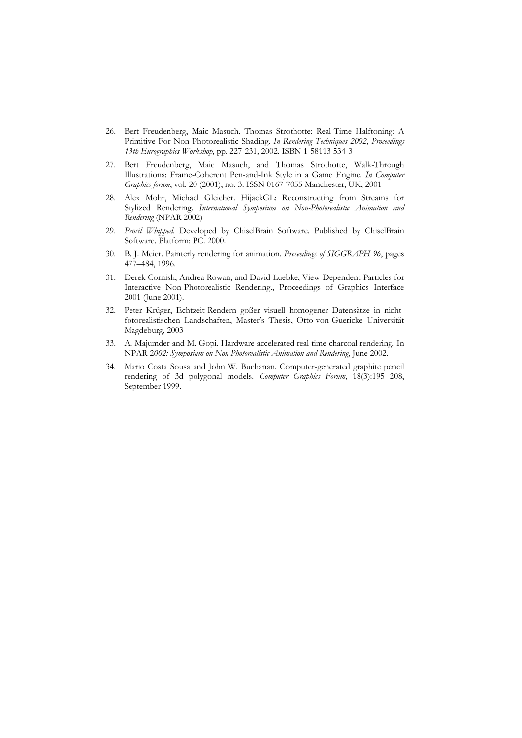26. Bert Freudenberg, Maic Masuch, Thomas Strothotte: Real-Time Halftoning: A Primitive For Non-Photorealistic Shading. *In Rendering Techniques 2002*, *Proceedings 13th Eurographics Workshop*, pp. 227-231, 2002. ISBN 1-58113 534-3
27. Bert Freudenberg, Maic Masuch, and Thomas Strothotte, Walk-Through Illustrations: Frame-Coherent Pen-and-Ink Style in a Game Engine. *In Computer Graphics forum*, vol. 20 (2001), no. 3. ISSN 0167-7055 Manchester, UK, 2001
28. Alex Mohr, Michael Gleicher. HijackGL: Reconstructing from Streams for Stylized Rendering. *International Symposium on Non-Photorealistic Animation and Rendering* (NPAR 2002)
29. *Pencil Whipped*. Developed by ChiselBrain Software. Published by ChiselBrain Software. Platform: PC. 2000.
30. B. J. Meier. Painterly rendering for animation. *Proceedings of SIGGRAPH 96*, pages 477–484, 1996.
31. Derek Cornish, Andrea Rowan, and David Luebke, View-Dependent Particles for Interactive Non-Photorealistic Rendering., Proceedings of Graphics Interface 2001 (June 2001).
32. Peter Krüger, Echtzeit-Rendern goßer visuell homogener Datensätze in nicht-fotorealistischen Landschaften, Master's Thesis, Otto-von-Guericke Universität Magdeburg, 2003
33. A. Majumder and M. Gopi. Hardware accelerated real time charcoal rendering. In NPAR 2*002: Symposium on Non Photorealistic Animation and Rendering*, June 2002.
34. Mario Costa Sousa and John W. Buchanan. Computer-generated graphite pencil rendering of 3d polygonal models. *Computer Graphics Forum*, 18(3):195--208, September 1999.